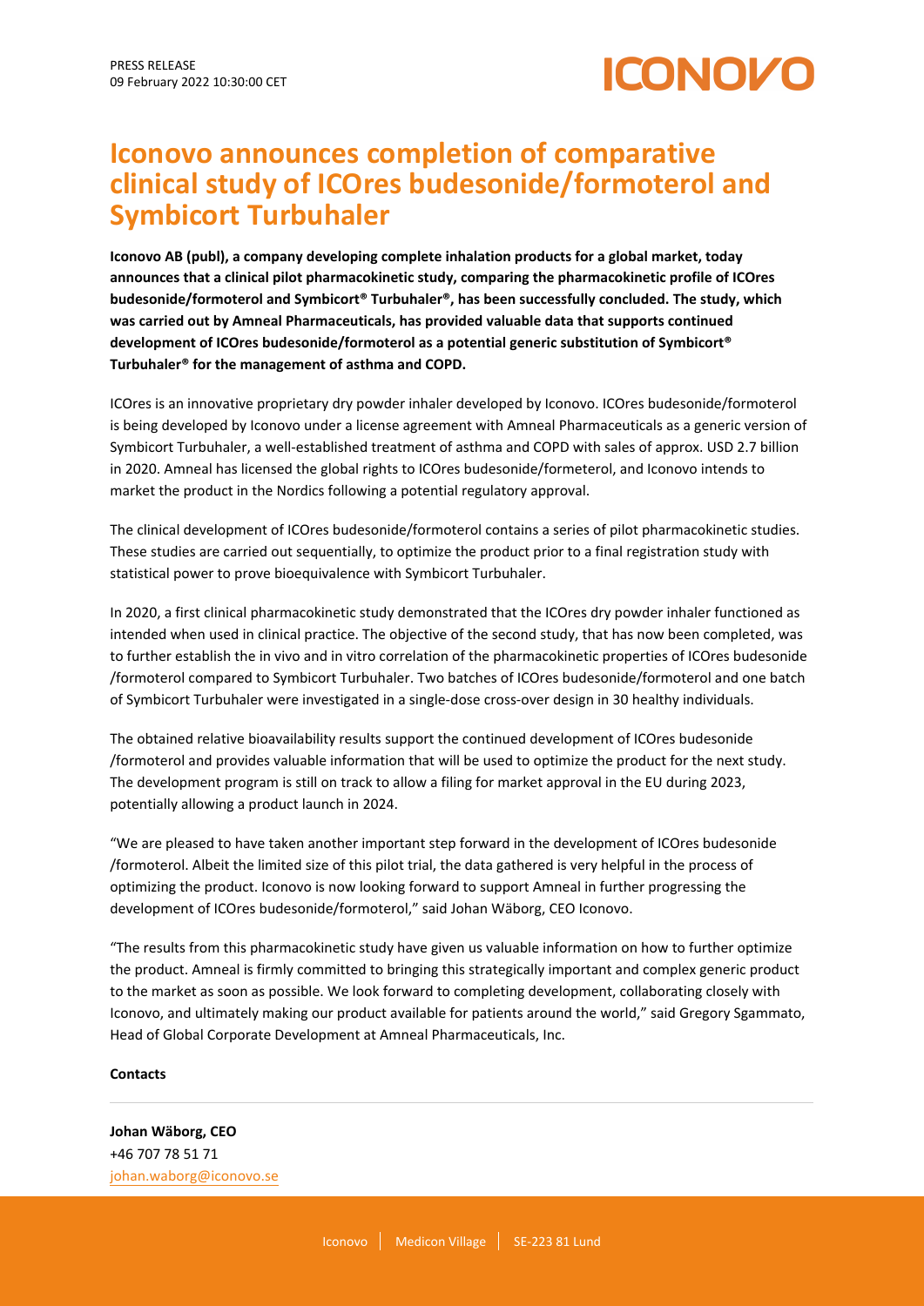PRESS RELEASE
09 February 2022 10:30:00 CET

# Iconovo announces completion of comparative clinical study of ICOres budesonide/formoterol and Symbicort Turbuhaler

**Iconovo AB (publ), a company developing complete inhalation products for a global market, today announces that a clinical pilot pharmacokinetic study, comparing the pharmacokinetic profile of ICOres budesonide/formoterol and Symbicort® Turbuhaler®, has been successfully concluded. The study, which was carried out by Amneal Pharmaceuticals, has provided valuable data that supports continued development of ICOres budesonide/formoterol as a potential generic substitution of Symbicort® Turbuhaler® for the management of asthma and COPD.**

ICOres is an innovative proprietary dry powder inhaler developed by Iconovo. ICOres budesonide/formoterol is being developed by Iconovo under a license agreement with Amneal Pharmaceuticals as a generic version of Symbicort Turbuhaler, a well-established treatment of asthma and COPD with sales of approx. USD 2.7 billion in 2020. Amneal has licensed the global rights to ICOres budesonide/formeterol, and Iconovo intends to market the product in the Nordics following a potential regulatory approval.

The clinical development of ICOres budesonide/formoterol contains a series of pilot pharmacokinetic studies. These studies are carried out sequentially, to optimize the product prior to a final registration study with statistical power to prove bioequivalence with Symbicort Turbuhaler.

In 2020, a first clinical pharmacokinetic study demonstrated that the ICOres dry powder inhaler functioned as intended when used in clinical practice. The objective of the second study, that has now been completed, was to further establish the in vivo and in vitro correlation of the pharmacokinetic properties of ICOres budesonide /formoterol compared to Symbicort Turbuhaler. Two batches of ICOres budesonide/formoterol and one batch of Symbicort Turbuhaler were investigated in a single-dose cross-over design in 30 healthy individuals.

The obtained relative bioavailability results support the continued development of ICOres budesonide /formoterol and provides valuable information that will be used to optimize the product for the next study. The development program is still on track to allow a filing for market approval in the EU during 2023, potentially allowing a product launch in 2024.

"We are pleased to have taken another important step forward in the development of ICOres budesonide /formoterol. Albeit the limited size of this pilot trial, the data gathered is very helpful in the process of optimizing the product. Iconovo is now looking forward to support Amneal in further progressing the development of ICOres budesonide/formoterol," said Johan Wäborg, CEO Iconovo.

"The results from this pharmacokinetic study have given us valuable information on how to further optimize the product. Amneal is firmly committed to bringing this strategically important and complex generic product to the market as soon as possible. We look forward to completing development, collaborating closely with Iconovo, and ultimately making our product available for patients around the world," said Gregory Sgammato, Head of Global Corporate Development at Amneal Pharmaceuticals, Inc.

**Contacts**

**Johan Wäborg, CEO**
+46 707 78 51 71
johan.waborg@iconovo.se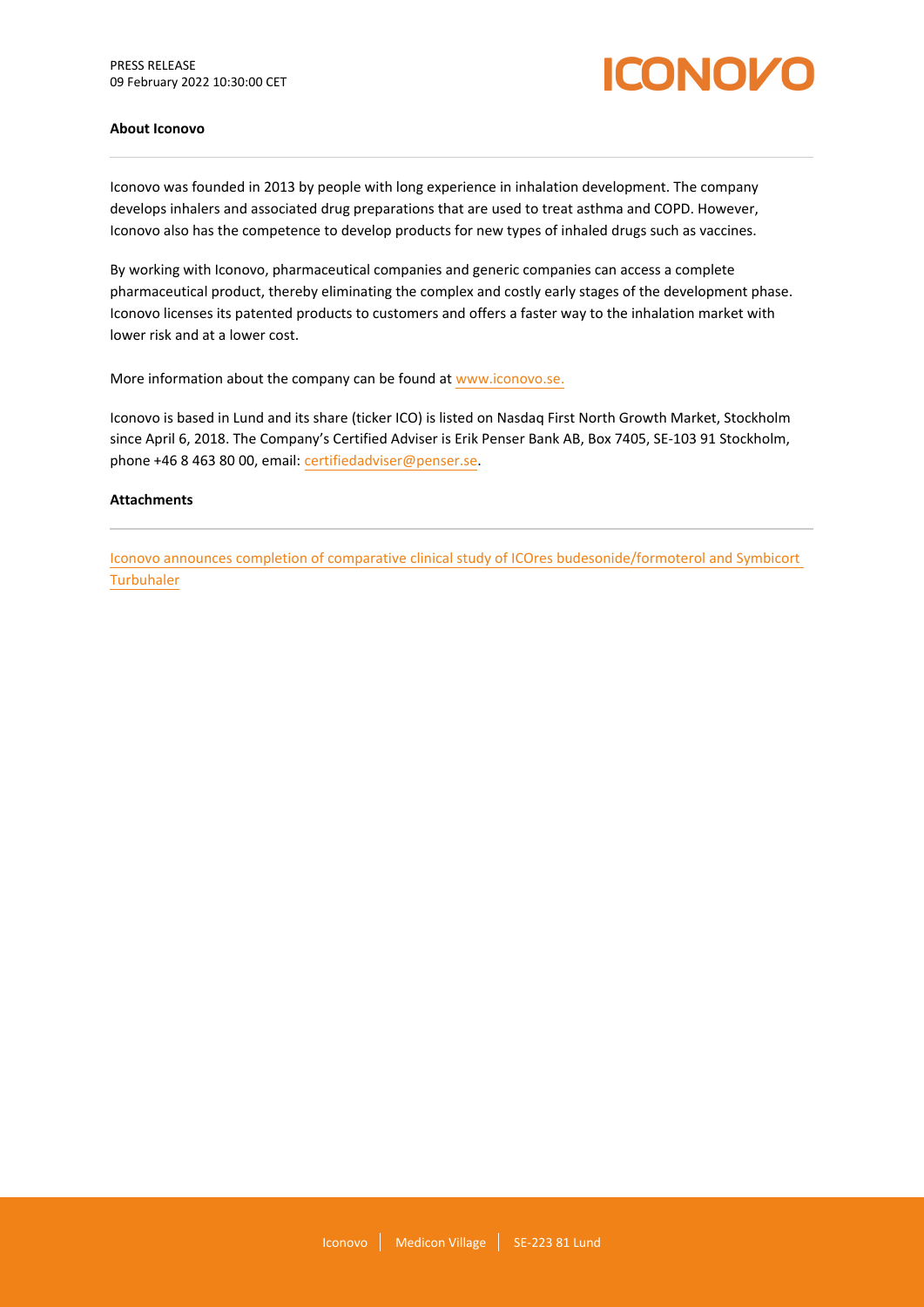**About Iconovo**

Iconovo was founded in 2013 by people with long experience in inhalation development. The company develops inhalers and associated drug preparations that are used to treat asthma and COPD. However, Iconovo also has the competence to develop products for new types of inhaled drugs such as vaccines.

By working with Iconovo, pharmaceutical companies and generic companies can access a complete pharmaceutical product, thereby eliminating the complex and costly early stages of the development phase. Iconovo licenses its patented products to customers and offers a faster way to the inhalation market with lower risk and at a lower cost.

More information about the company can be found at www.iconovo.se.

Iconovo is based in Lund and its share (ticker ICO) is listed on Nasdaq First North Growth Market, Stockholm since April 6, 2018. The Company's Certified Adviser is Erik Penser Bank AB, Box 7405, SE-103 91 Stockholm, phone +46 8 463 80 00, email: certifiedadviser@penser.se.

**Attachments**

Iconovo announces completion of comparative clinical study of ICOres budesonide/formoterol and Symbicort Turbuhaler